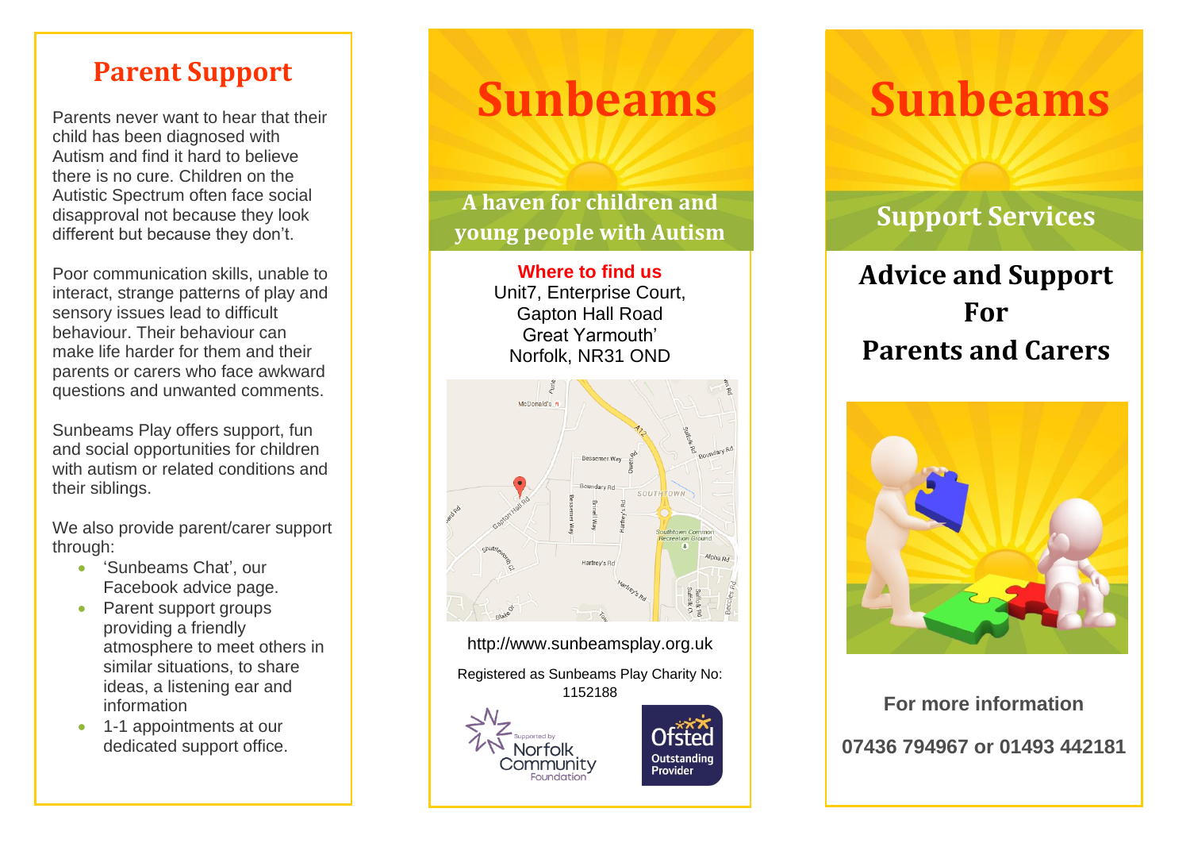## Parent Support

Parents never want to hear that their child has been diagnosed with Autism and find it hard to believe there is no cure. Children on the Autistic Spectrum often face social disapproval not because they look different but because they don't.

Poor communication skills, unable to interact, strange patterns of play and sensory issues lead to difficult behaviour. Their behaviour can make life harder for them and their parents or carers who face awkward questions and unwanted comments.

Sunbeams Play offers support, fun and social opportunities for children with autism or related conditions and their siblings.

We also provide parent/carer support through:

- 'Sunbeams Chat', our Facebook advice page.
- Parent support groups providing a friendly atmosphere to meet others in similar situations, to share ideas, a listening ear and information
- 1-1 appointments at our dedicated support office.

# Sunbeams

## A haven for children and young people with Autism

**Where to find us**

Unit7, Enterprise Court,
Gapton Hall Road
Great Yarmouth'
Norfolk, NR31 OND

http://www.sunbeamsplay.org.uk

Registered as Sunbeams Play Charity No: 1152188

Supported by Norfolk Community Foundation

Ofsted Outstanding Provider

# Sunbeams

## Support Services

## Advice and Support For Parents and Carers

**For more information**

**07436 794967 or 01493 442181**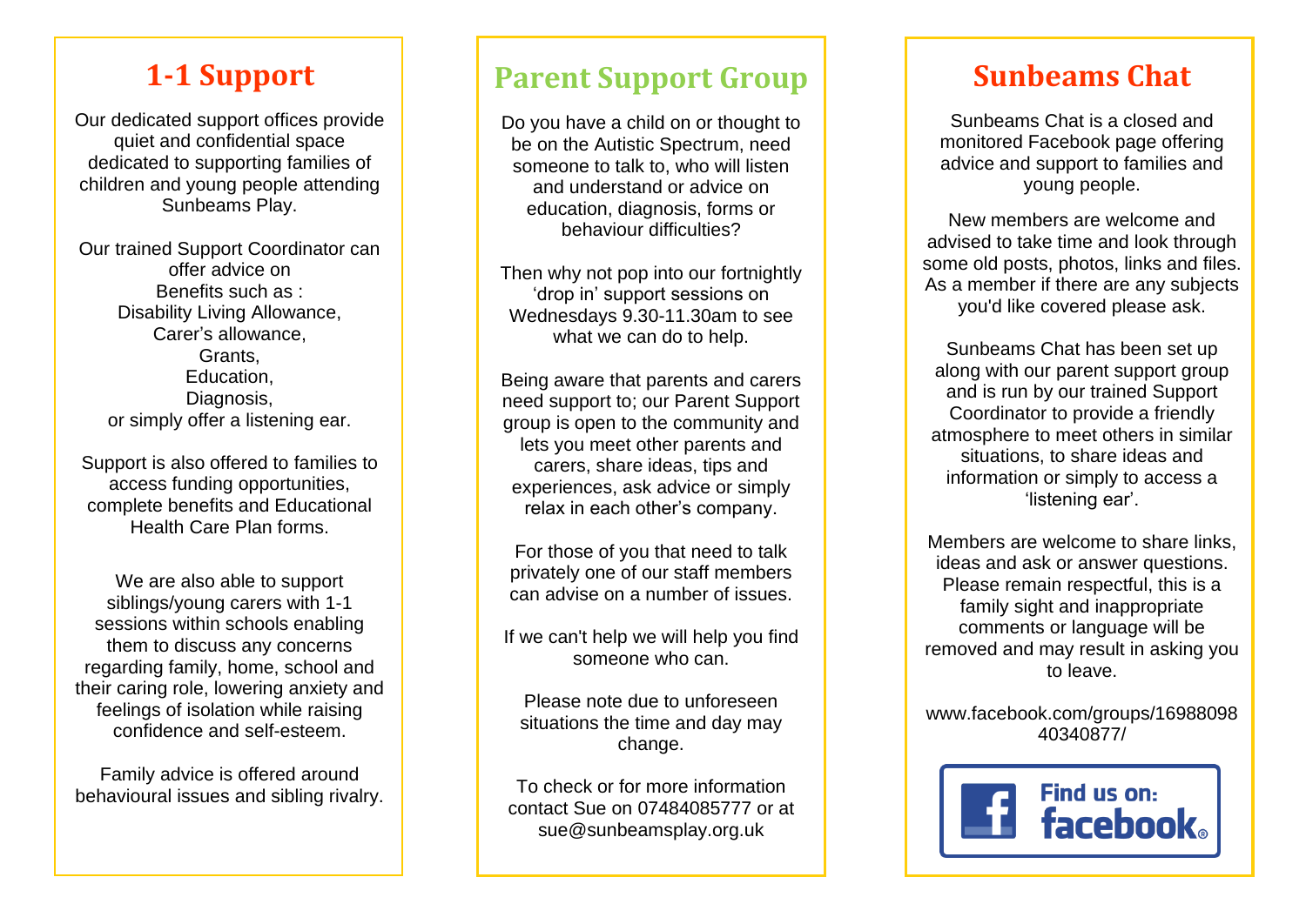## 1-1 Support

Our dedicated support offices provide quiet and confidential space dedicated to supporting families of children and young people attending Sunbeams Play.

Our trained Support Coordinator can offer advice on
Benefits such as :
Disability Living Allowance,
Carer's allowance,
Grants,
Education,
Diagnosis,
or simply offer a listening ear.

Support is also offered to families to access funding opportunities, complete benefits and Educational Health Care Plan forms.

We are also able to support siblings/young carers with 1-1 sessions within schools enabling them to discuss any concerns regarding family, home, school and their caring role, lowering anxiety and feelings of isolation while raising confidence and self-esteem.

Family advice is offered around behavioural issues and sibling rivalry.

## Parent Support Group

Do you have a child on or thought to be on the Autistic Spectrum, need someone to talk to, who will listen and understand or advice on education, diagnosis, forms or behaviour difficulties?

Then why not pop into our fortnightly 'drop in' support sessions on Wednesdays 9.30-11.30am to see what we can do to help.

Being aware that parents and carers need support to; our Parent Support group is open to the community and lets you meet other parents and carers, share ideas, tips and experiences, ask advice or simply relax in each other's company.

For those of you that need to talk privately one of our staff members can advise on a number of issues.

If we can't help we will help you find someone who can.

Please note due to unforeseen situations the time and day may change.

To check or for more information contact Sue on 07484085777 or at sue@sunbeamsplay.org.uk

## Sunbeams Chat

Sunbeams Chat is a closed and monitored Facebook page offering advice and support to families and young people.

New members are welcome and advised to take time and look through some old posts, photos, links and files. As a member if there are any subjects you'd like covered please ask.

Sunbeams Chat has been set up along with our parent support group and is run by our trained Support Coordinator to provide a friendly atmosphere to meet others in similar situations, to share ideas and information or simply to access a 'listening ear'.

Members are welcome to share links, ideas and ask or answer questions. Please remain respectful, this is a family sight and inappropriate comments or language will be removed and may result in asking you to leave.

www.facebook.com/groups/1698809840340877/

Find us on: facebook